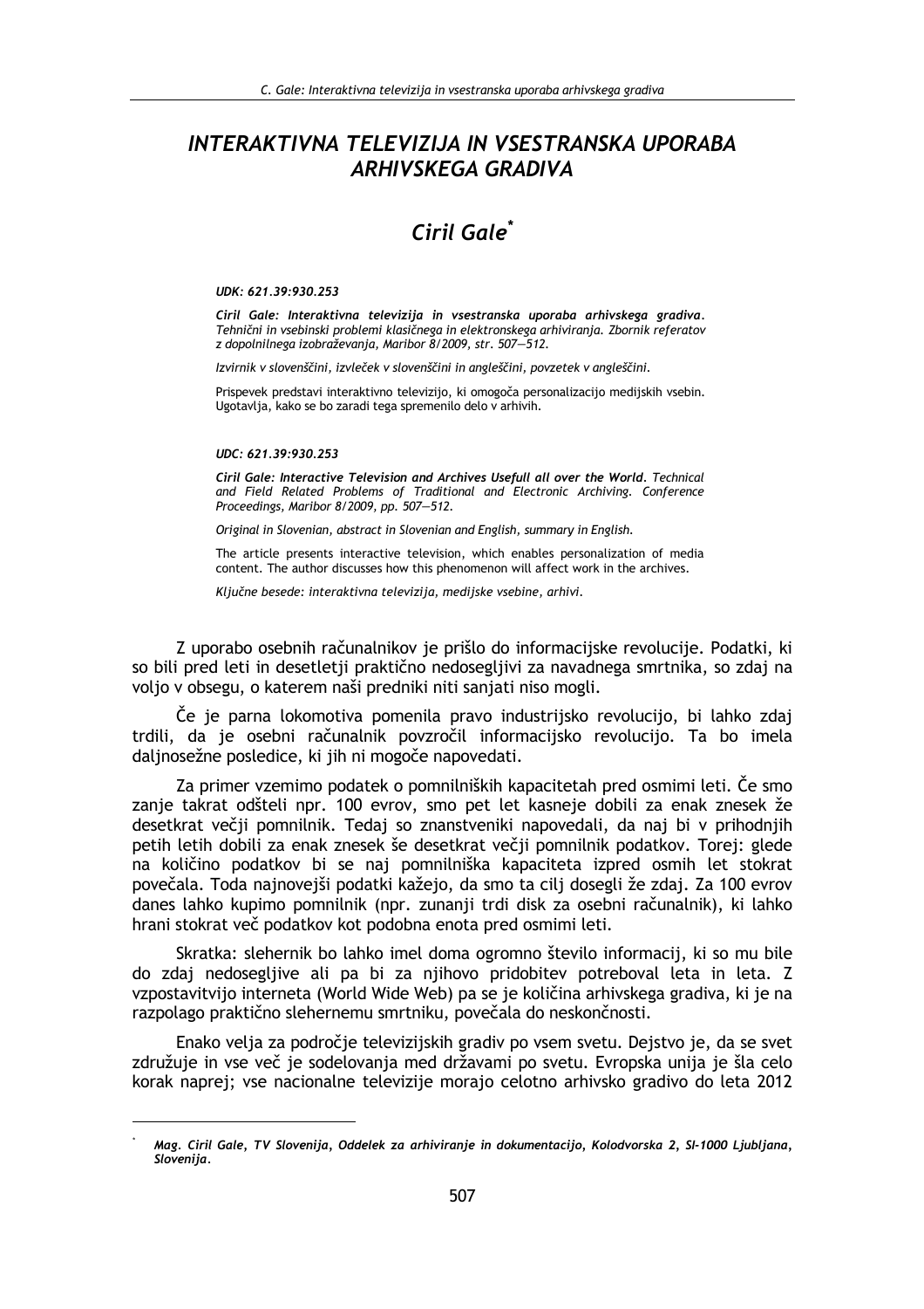# INTERAKTIVNA TELEVIZIJA IN VSESTRANSKA UPORABA ARHIVSKEGA GRADIVA

## Ciril Gale*

*UDK: 621.39:930.253*

***Ciril Gale: Interaktivna televizija in vsestranska uporaba arhivskega gradiva.*** *Tehnični in vsebinski problemi klasičnega in elektronskega arhiviranja. Zbornik referatov z dopolnilnega izobraževanja, Maribor 8/2009, str. 507—512.*

*Izvirnik v slovenščini, izvleček v slovenščini in angleščini, povzetek v angleščini.*

Prispevek predstavi interaktivno televizijo, ki omogoča personalizacijo medijskih vsebin. Ugotavlja, kako se bo zaradi tega spremenilo delo v arhivih.

*UDC: 621.39:930.253*

***Ciril Gale: Interactive Television and Archives Usefull all over the World.*** *Technical and Field Related Problems of Traditional and Electronic Archiving. Conference Proceedings, Maribor 8/2009, pp. 507—512.*

*Original in Slovenian, abstract in Slovenian and English, summary in English.*

The article presents interactive television, which enables personalization of media content. The author discusses how this phenomenon will affect work in the archives.

*Ključne besede: interaktivna televizija, medijske vsebine, arhivi.*

Z uporabo osebnih računalnikov je prišlo do informacijske revolucije. Podatki, ki so bili pred leti in desetletji praktično nedosegljivi za navadnega smrtnika, so zdaj na voljo v obsegu, o katerem naši predniki niti sanjati niso mogli.

Če je parna lokomotiva pomenila pravo industrijsko revolucijo, bi lahko zdaj trdili, da je osebni računalnik povzročil informacijsko revolucijo. Ta bo imela daljnosežne posledice, ki jih ni mogoče napovedati.

Za primer vzemimo podatek o pomnilniških kapacitetah pred osmimi leti. Če smo zanje takrat odšteli npr. 100 evrov, smo pet let kasneje dobili za enak znesek že desetkrat večji pomnilnik. Tedaj so znanstveniki napovedali, da naj bi v prihodnjih petih letih dobili za enak znesek še desetkrat večji pomnilnik podatkov. Torej: glede na količino podatkov bi se naj pomnilniška kapaciteta izpred osmih let stokrat povečala. Toda najnovejši podatki kažejo, da smo ta cilj dosegli že zdaj. Za 100 evrov danes lahko kupimo pomnilnik (npr. zunanji trdi disk za osebni računalnik), ki lahko hrani stokrat več podatkov kot podobna enota pred osmimi leti.

Skratka: slehernik bo lahko imel doma ogromno število informacij, ki so mu bile do zdaj nedosegljive ali pa bi za njihovo pridobitev potreboval leta in leta. Z vzpostavitvijo interneta (World Wide Web) pa se je količina arhivskega gradiva, ki je na razpolago praktično slehernemu smrtniku, povečala do neskončnosti.

Enako velja za področje televizijskih gradiv po vsem svetu. Dejstvo je, da se svet združuje in vse več je sodelovanja med državami po svetu. Evropska unija je šla celo korak naprej; vse nacionalne televizije morajo celotno arhivsko gradivo do leta 2012

---

\* ***Mag. Ciril Gale, TV Slovenija, Oddelek za arhiviranje in dokumentacijo, Kolodvorska 2, SI-1000 Ljubljana, Slovenija.***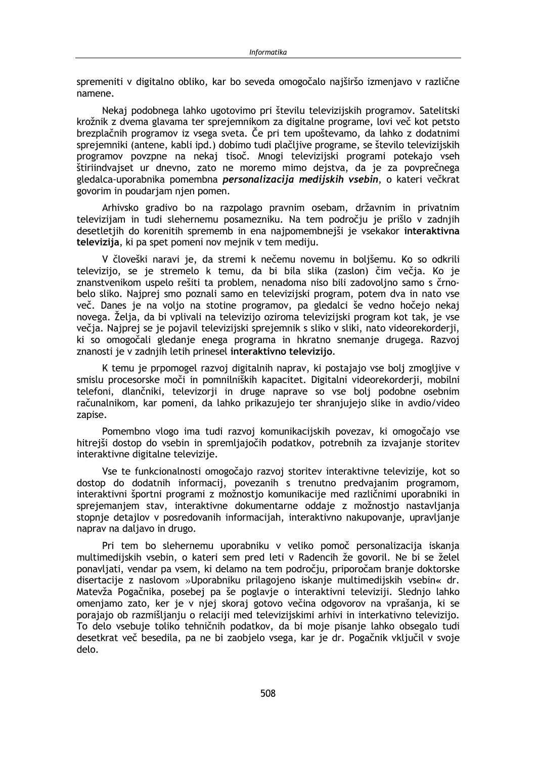spremeniti v digitalno obliko, kar bo seveda omogočalo najširšo izmenjavo v različne namene.

Nekaj podobnega lahko ugotovimo pri številu televizijskih programov. Satelitski krožnik z dvema glavama ter sprejemnikom za digitalne programe, lovi več kot petsto brezplačnih programov iz vsega sveta. Če pri tem upoštevamo, da lahko z dodatnimi sprejemniki (antene, kabli ipd.) dobimo tudi plačljive programe, se število televizijskih programov povzpne na nekaj tisoč. Mnogi televizijski programi potekajo vseh štiriindvajset ur dnevno, zato ne moremo mimo dejstva, da je za povprečnega gledalca-uporabnika pomembna ***personalizacija medijskih vsebin***, o kateri večkrat govorim in poudarjam njen pomen.

Arhivsko gradivo bo na razpolago pravnim osebam, državnim in privatnim televizijam in tudi slehernemu posamezniku. Na tem področju je prišlo v zadnjih desetletjih do korenitih sprememb in ena najpomembnejši je vsekakor **interaktivna televizija**, ki pa spet pomeni nov mejnik v tem mediju.

V človeški naravi je, da stremi k nečemu novemu in boljšemu. Ko so odkrili televizijo, se je stremelo k temu, da bi bila slika (zaslon) čim večja. Ko je znanstvenikom uspelo rešiti ta problem, nenadoma niso bili zadovoljno samo s črno-belo sliko. Najprej smo poznali samo en televizijski program, potem dva in nato vse več. Danes je na voljo na stotine programov, pa gledalci še vedno hočejo nekaj novega. Želja, da bi vplivali na televizijo oziroma televizijski program kot tak, je vse večja. Najprej se je pojavil televizijski sprejemnik s sliko v sliki, nato videorekorderji, ki so omogočali gledanje enega programa in hkratno snemanje drugega. Razvoj znanosti je v zadnjih letih prinesel **interaktivno televizijo**.

K temu je prpomogel razvoj digitalnih naprav, ki postajajo vse bolj zmogljive v smislu procesorske moči in pomnilniških kapacitet. Digitalni videorekorderji, mobilni telefoni, dlančniki, televizorji in druge naprave so vse bolj podobne osebnim računalnikom, kar pomeni, da lahko prikazujejo ter shranjujejo slike in avdio/video zapise.

Pomembno vlogo ima tudi razvoj komunikacijskih povezav, ki omogočajo vse hitrejši dostop do vsebin in spremljajočih podatkov, potrebnih za izvajanje storitev interaktivne digitalne televizije.

Vse te funkcionalnosti omogočajo razvoj storitev interaktivne televizije, kot so dostop do dodatnih informacij, povezanih s trenutno predvajanim programom, interaktivni športni programi z možnostjo komunikacije med različnimi uporabniki in sprejemanjem stav, interaktivne dokumentarne oddaje z možnostjo nastavljanja stopnje detajlov v posredovanih informacijah, interaktivno nakupovanje, upravljanje naprav na daljavo in drugo.

Pri tem bo slehernemu uporabniku v veliko pomoč personalizacija iskanja multimedijskih vsebin, o kateri sem pred leti v Radencih že govoril. Ne bi se želel ponavljati, vendar pa vsem, ki delamo na tem področju, priporočam branje doktorske disertacije z naslovom »Uporabniku prilagojeno iskanje multimedijskih vsebin« dr. Matevža Pogačnika, posebej pa še poglavje o interaktivni televiziji. Slednjo lahko omenjamo zato, ker je v njej skoraj gotovo večina odgovorov na vprašanja, ki se porajajo ob razmišljanju o relaciji med televizijskimi arhivi in interkativno televizijo. To delo vsebuje toliko tehničnih podatkov, da bi moje pisanje lahko obsegalo tudi desetkrat več besedila, pa ne bi zaobjelo vsega, kar je dr. Pogačnik vključil v svoje delo.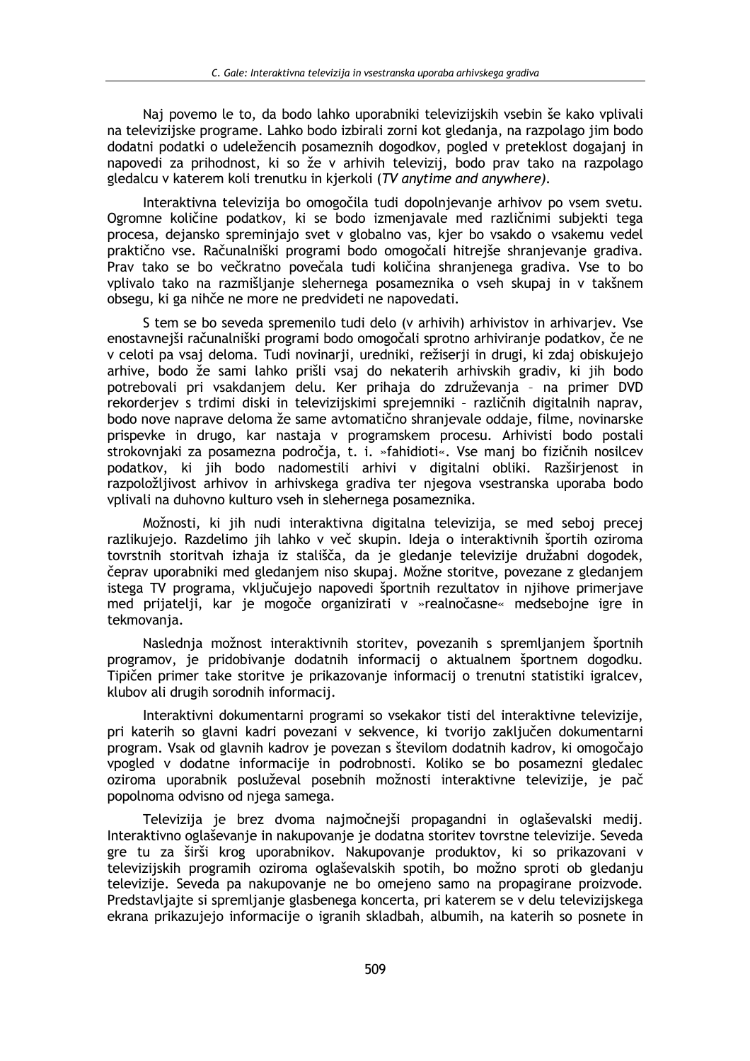Naj povemo le to, da bodo lahko uporabniki televizijskih vsebin še kako vplivali na televizijske programe. Lahko bodo izbirali zorni kot gledanja, na razpolago jim bodo dodatni podatki o udeležencih posameznih dogodkov, pogled v preteklost dogajanj in napovedi za prihodnost, ki so že v arhivih televizij, bodo prav tako na razpolago gledalcu v katerem koli trenutku in kjerkoli (*TV anytime and anywhere*).

Interaktivna televizija bo omogočila tudi dopolnjevanje arhivov po vsem svetu. Ogromne količine podatkov, ki se bodo izmenjavale med različnimi subjekti tega procesa, dejansko spreminjajo svet v globalno vas, kjer bo vsakdo o vsakemu vedel praktično vse. Računalniški programi bodo omogočali hitrejše shranjevanje gradiva. Prav tako se bo večkratno povečala tudi količina shranjenega gradiva. Vse to bo vplivalo tako na razmišljanje slehernega posameznika o vseh skupaj in v takšnem obsegu, ki ga nihče ne more ne predvideti ne napovedati.

S tem se bo seveda spremenilo tudi delo (v arhivih) arhivistov in arhivarjev. Vse enostavnejši računalniški programi bodo omogočali sprotno arhiviranje podatkov, če ne v celoti pa vsaj deloma. Tudi novinarji, uredniki, režiserji in drugi, ki zdaj obiskujejo arhive, bodo že sami lahko prišli vsaj do nekaterih arhivskih gradiv, ki jih bodo potrebovali pri vsakdanjem delu. Ker prihaja do združevanja – na primer DVD rekorderjev s trdimi diski in televizijskimi sprejemniki – različnih digitalnih naprav, bodo nove naprave deloma že same avtomatično shranjevale oddaje, filme, novinarske prispevke in drugo, kar nastaja v programskem procesu. Arhivisti bodo postali strokovnjaki za posamezna področja, t. i. »fahidioti«. Vse manj bo fizičnih nosilcev podatkov, ki jih bodo nadomestili arhivi v digitalni obliki. Razširjenost in razpoložljivost arhivov in arhivskega gradiva ter njegova vsestranska uporaba bodo vplivali na duhovno kulturo vseh in slehernega posameznika.

Možnosti, ki jih nudi interaktivna digitalna televizija, se med seboj precej razlikujejo. Razdelimo jih lahko v več skupin. Ideja o interaktivnih športih oziroma tovrstnih storitvah izhaja iz stališča, da je gledanje televizije družabni dogodek, čeprav uporabniki med gledanjem niso skupaj. Možne storitve, povezane z gledanjem istega TV programa, vključujejo napovedi športnih rezultatov in njihove primerjave med prijatelji, kar je mogoče organizirati v »realnočasne« medsebojne igre in tekmovanja.

Naslednja možnost interaktivnih storitev, povezanih s spremljanjem športnih programov, je pridobivanje dodatnih informacij o aktualnem športnem dogodku. Tipičen primer take storitve je prikazovanje informacij o trenutni statistiki igralcev, klubov ali drugih sorodnih informacij.

Interaktivni dokumentarni programi so vsekakor tisti del interaktivne televizije, pri katerih so glavni kadri povezani v sekvence, ki tvorijo zaključen dokumentarni program. Vsak od glavnih kadrov je povezan s številom dodatnih kadrov, ki omogočajo vpogled v dodatne informacije in podrobnosti. Koliko se bo posamezni gledalec oziroma uporabnik posluževal posebnih možnosti interaktivne televizije, je pač popolnoma odvisno od njega samega.

Televizija je brez dvoma najmočnejši propagandni in oglaševalski medij. Interaktivno oglaševanje in nakupovanje je dodatna storitev tovrstne televizije. Seveda gre tu za širši krog uporabnikov. Nakupovanje produktov, ki so prikazovani v televizijskih programih oziroma oglaševalskih spotih, bo možno sproti ob gledanju televizije. Seveda pa nakupovanje ne bo omejeno samo na propagirane proizvode. Predstavljajte si spremljanje glasbenega koncerta, pri katerem se v delu televizijskega ekrana prikazujejo informacije o igranih skladbah, albumih, na katerih so posnete in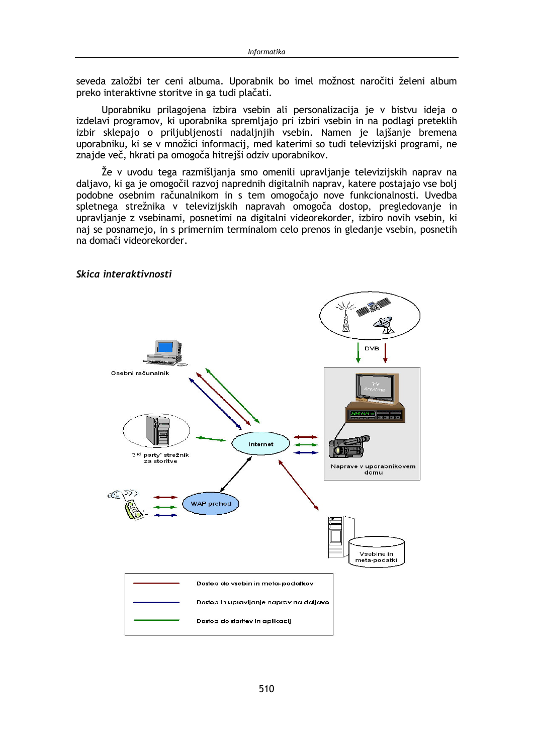seveda založbi ter ceni albuma. Uporabnik bo imel možnost naročiti želeni album preko interaktivne storitve in ga tudi plačati.

Uporabniku prilagojena izbira vsebin ali personalizacija je v bistvu ideja o izdelavi programov, ki uporabnika spremljajo pri izbiri vsebin in na podlagi preteklih izbir sklepajo o priljubljenosti nadaljnjih vsebin. Namen je lajšanje bremena uporabniku, ki se v množici informacij, med katerimi so tudi televizijski programi, ne znajde več, hkrati pa omogoča hitrejši odziv uporabnikov.

Že v uvodu tega razmišljanja smo omenili upravljanje televizijskih naprav na daljavo, ki ga je omogočil razvoj naprednih digitalnih naprav, katere postajajo vse bolj podobne osebnim računalnikom in s tem omogočajo nove funkcionalnosti. Uvedba spletnega strežnika v televizijskih napravah omogoča dostop, pregledovanje in upravljanje z vsebinami, posnetimi na digitalni videorekorder, izbiro novih vsebin, ki naj se posnamejo, in s primernim terminalom celo prenos in gledanje vsebin, posnetih na domači videorekorder.

***Skica interaktivnosti***

DVB

Osebni računalnik

TV Anytime

'3rd party' strežnik za storitve

Internet

Naprave v uporabnikovem domu

WAP prehod

Vsebine in meta-podatki

Dostop do vsebin in meta-podatkov

Dostop in upravljanje naprav na daljavo

Dostop do storitev in aplikacij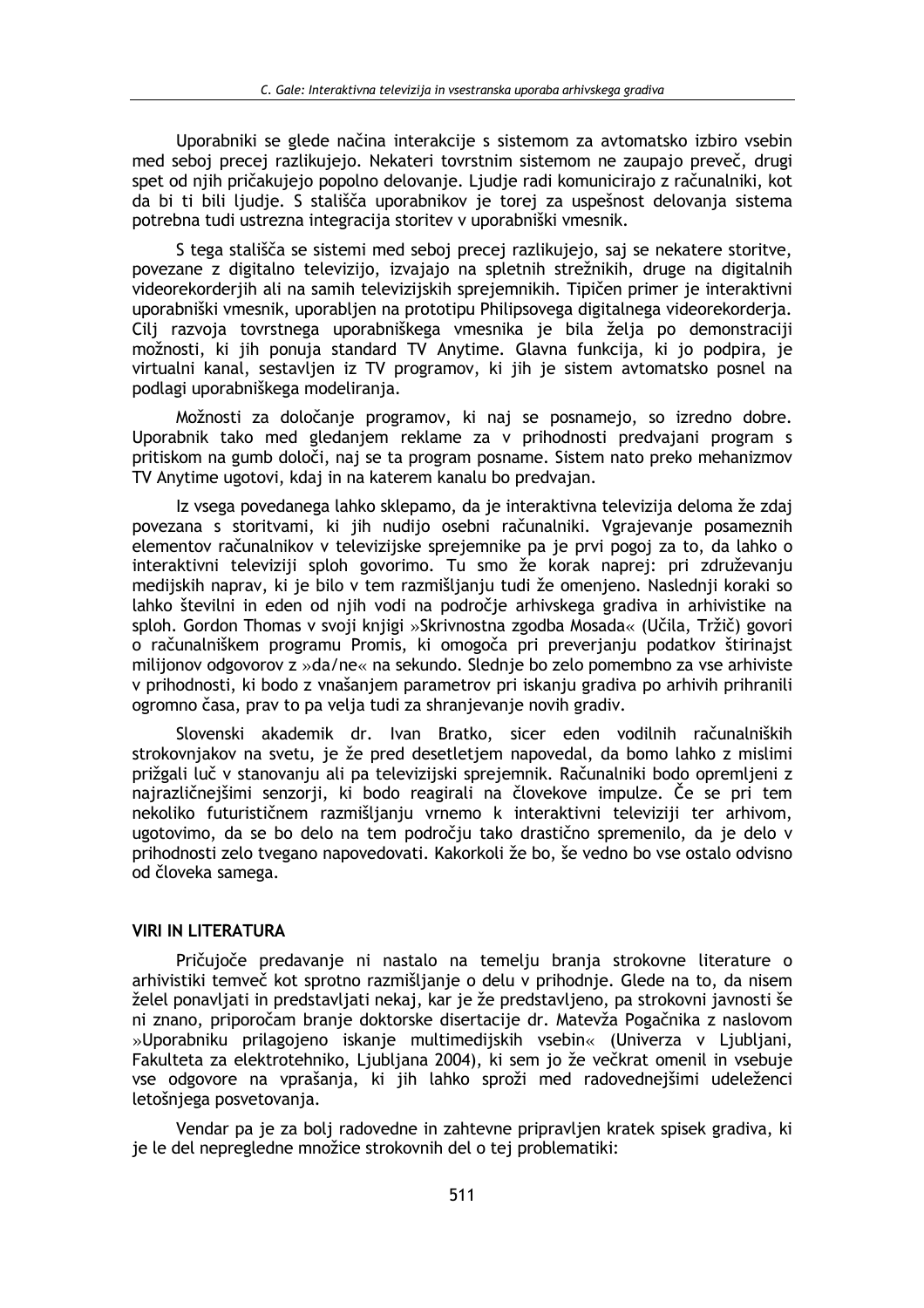Uporabniki se glede načina interakcije s sistemom za avtomatsko izbiro vsebin med seboj precej razlikujejo. Nekateri tovrstnim sistemom ne zaupajo preveč, drugi spet od njih pričakujejo popolno delovanje. Ljudje radi komunicirajo z računalniki, kot da bi ti bili ljudje. S stališča uporabnikov je torej za uspešnost delovanja sistema potrebna tudi ustrezna integracija storitev v uporabniški vmesnik.

S tega stališča se sistemi med seboj precej razlikujejo, saj se nekatere storitve, povezane z digitalno televizijo, izvajajo na spletnih strežnikih, druge na digitalnih videorekorderjih ali na samih televizijskih sprejemnikih. Tipičen primer je interaktivni uporabniški vmesnik, uporabljen na prototipu Philipsovega digitalnega videorekorderja. Cilj razvoja tovrstnega uporabniškega vmesnika je bila želja po demonstraciji možnosti, ki jih ponuja standard TV Anytime. Glavna funkcija, ki jo podpira, je virtualni kanal, sestavljen iz TV programov, ki jih je sistem avtomatsko posnel na podlagi uporabniškega modeliranja.

Možnosti za določanje programov, ki naj se posnamejo, so izredno dobre. Uporabnik tako med gledanjem reklame za v prihodnosti predvajani program s pritiskom na gumb določi, naj se ta program posname. Sistem nato preko mehanizmov TV Anytime ugotovi, kdaj in na katerem kanalu bo predvajan.

Iz vsega povedanega lahko sklepamo, da je interaktivna televizija deloma že zdaj povezana s storitvami, ki jih nudijo osebni računalniki. Vgrajevanje posameznih elementov računalnikov v televizijske sprejemnike pa je prvi pogoj za to, da lahko o interaktivni televiziji sploh govorimo. Tu smo že korak naprej: pri združevanju medijskih naprav, ki je bilo v tem razmišljanju tudi že omenjeno. Naslednji koraki so lahko številni in eden od njih vodi na področje arhivskega gradiva in arhivistike na sploh. Gordon Thomas v svoji knjigi »Skrivnostna zgodba Mosada« (Učila, Tržič) govori o računalniškem programu Promis, ki omogoča pri preverjanju podatkov štirinajst milijonov odgovorov z »da/ne« na sekundo. Slednje bo zelo pomembno za vse arhiviste v prihodnosti, ki bodo z vnašanjem parametrov pri iskanju gradiva po arhivih prihranili ogromno časa, prav to pa velja tudi za shranjevanje novih gradiv.

Slovenski akademik dr. Ivan Bratko, sicer eden vodilnih računalniških strokovnjakov na svetu, je že pred desetletjem napovedal, da bomo lahko z mislimi prižgali luč v stanovanju ali pa televizijski sprejemnik. Računalniki bodo opremljeni z najrazličnejšimi senzorji, ki bodo reagirali na človekove impulze. Če se pri tem nekoliko futurističnem razmišljanju vrnemo k interaktivni televiziji ter arhivom, ugotovimo, da se bo delo na tem področju tako drastično spremenilo, da je delo v prihodnosti zelo tvegano napovedovati. Kakorkoli že bo, še vedno bo vse ostalo odvisno od človeka samega.

## VIRI IN LITERATURA

Pričujoče predavanje ni nastalo na temelju branja strokovne literature o arhivistiki temveč kot sprotno razmišljanje o delu v prihodnje. Glede na to, da nisem želel ponavljati in predstavljati nekaj, kar je že predstavljeno, pa strokovni javnosti še ni znano, priporočam branje doktorske disertacije dr. Matevža Pogačnika z naslovom »Uporabniku prilagojeno iskanje multimedijskih vsebin« (Univerza v Ljubljani, Fakulteta za elektrotehniko, Ljubljana 2004), ki sem jo že večkrat omenil in vsebuje vse odgovore na vprašanja, ki jih lahko sproži med radovednejšimi udeleženci letošnjega posvetovanja.

Vendar pa je za bolj radovedne in zahtevne pripravljen kratek spisek gradiva, ki je le del nepregledne množice strokovnih del o tej problematiki: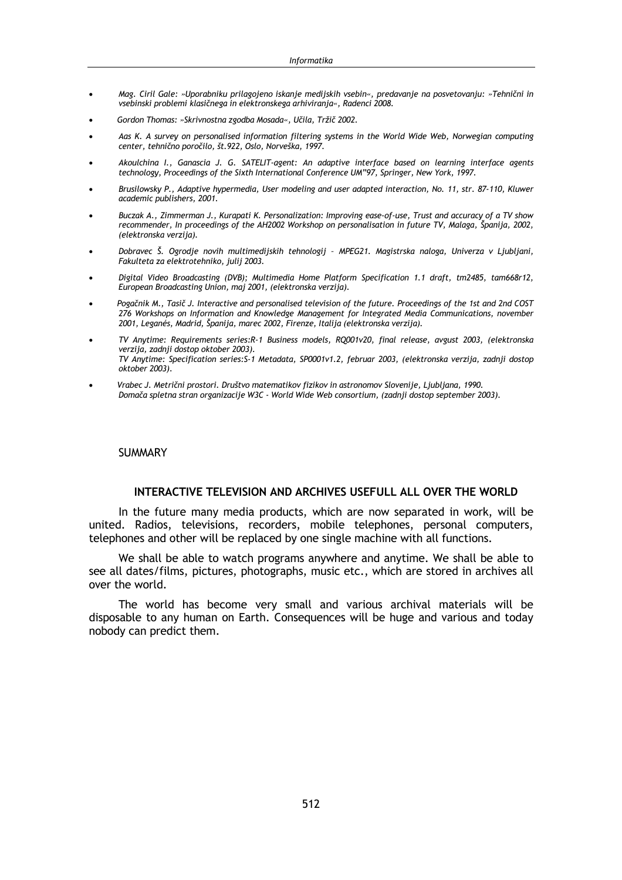- *Mag. Ciril Gale: »Uporabniku prilagojeno iskanje medijskih vsebin«, predavanje na posvetovanju: »Tehnični in vsebinski problemi klasičnega in elektronskega arhiviranja«, Radenci 2008.*
- *Gordon Thomas: »Skrivnostna zgodba Mosada«, Učila, Tržič 2002.*
- *Aas K. A survey on personalised information filtering systems in the World Wide Web, Norwegian computing center, tehnično poročilo, št.922, Oslo, Norveška, 1997.*
- *Akoulchina I., Ganascia J. G. SATELIT-agent: An adaptive interface based on learning interface agents technology, Proceedings of the Sixth International Conference UM"97, Springer, New York, 1997.*
- *Brusilowsky P., Adaptive hypermedia, User modeling and user adapted interaction, No. 11, str. 87-110, Kluwer academic publishers, 2001.*
- *Buczak A., Zimmerman J., Kurapati K. Personalization: Improving ease-of-use, Trust and accuracy of a TV show recommender, In proceedings of the AH2002 Workshop on personalisation in future TV, Malaga, Španija, 2002, (elektronska verzija).*
- *Dobravec Š. Ogrodje novih multimedijskih tehnologij – MPEG21. Magistrska naloga, Univerza v Ljubljani, Fakulteta za elektrotehniko, julij 2003.*
- *Digital Video Broadcasting (DVB); Multimedia Home Platform Specification 1.1 draft, tm2485, tam668r12, European Broadcasting Union, maj 2001, (elektronska verzija).*
- *Pogačnik M., Tasič J. Interactive and personalised television of the future. Proceedings of the 1st and 2nd COST 276 Workshops on Information and Knowledge Management for Integrated Media Communications, november 2001, Leganés, Madrid, Španija, marec 2002, Firenze, Italija (elektronska verzija).*
- *TV Anytime: Requirements series:R-1 Business models, RQ001v20, final release, avgust 2003, (elektronska verzija, zadnji dostop oktober 2003).*
  *TV Anytime: Specification series:S-1 Metadata, SP0001v1.2, februar 2003, (elektronska verzija, zadnji dostop oktober 2003).*
- *Vrabec J. Metrični prostori. Društvo matematikov fizikov in astronomov Slovenije, Ljubljana, 1990.*
  *Domača spletna stran organizacije W3C - World Wide Web consortium, (zadnji dostop september 2003).*

SUMMARY

### INTERACTIVE TELEVISION AND ARCHIVES USEFULL ALL OVER THE WORLD

In the future many media products, which are now separated in work, will be united. Radios, televisions, recorders, mobile telephones, personal computers, telephones and other will be replaced by one single machine with all functions.

We shall be able to watch programs anywhere and anytime. We shall be able to see all dates/films, pictures, photographs, music etc., which are stored in archives all over the world.

The world has become very small and various archival materials will be disposable to any human on Earth. Consequences will be huge and various and today nobody can predict them.